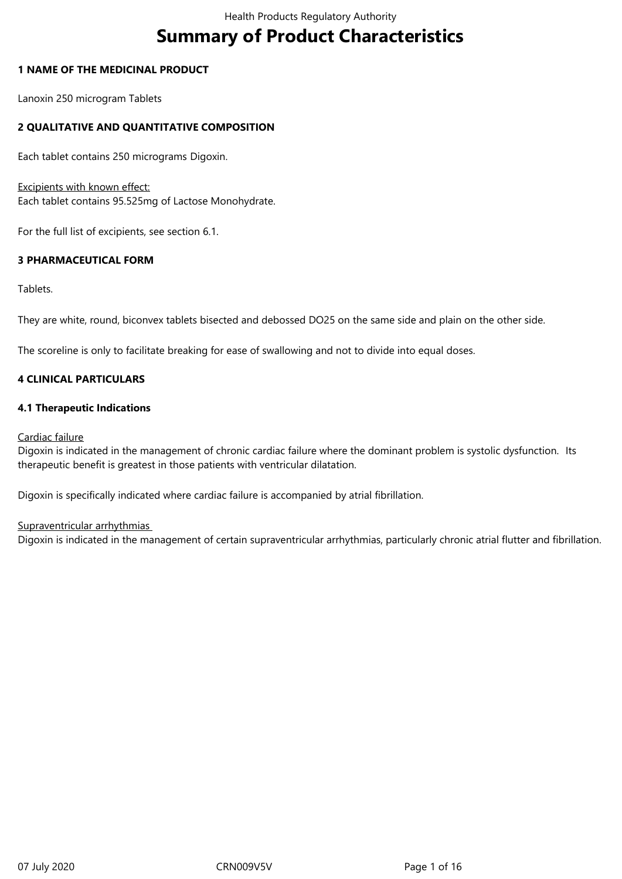# Summary of Product Characteristics

## 1 NAME OF THE MEDICINAL PRODUCT

Lanoxin 250 microgram Tablets

## 2 QUALITATIVE AND QUANTITATIVE COMPOSITION

Each tablet contains 250 micrograms Digoxin.

Excipients with known effect:
Each tablet contains 95.525mg of Lactose Monohydrate.

For the full list of excipients, see section 6.1.

## 3 PHARMACEUTICAL FORM

Tablets.

They are white, round, biconvex tablets bisected and debossed DO25 on the same side and plain on the other side.

The scoreline is only to facilitate breaking for ease of swallowing and not to divide into equal doses.

## 4 CLINICAL PARTICULARS

### 4.1 Therapeutic Indications

Cardiac failure
Digoxin is indicated in the management of chronic cardiac failure where the dominant problem is systolic dysfunction. Its therapeutic benefit is greatest in those patients with ventricular dilatation.

Digoxin is specifically indicated where cardiac failure is accompanied by atrial fibrillation.

Supraventricular arrhythmias
Digoxin is indicated in the management of certain supraventricular arrhythmias, particularly chronic atrial flutter and fibrillation.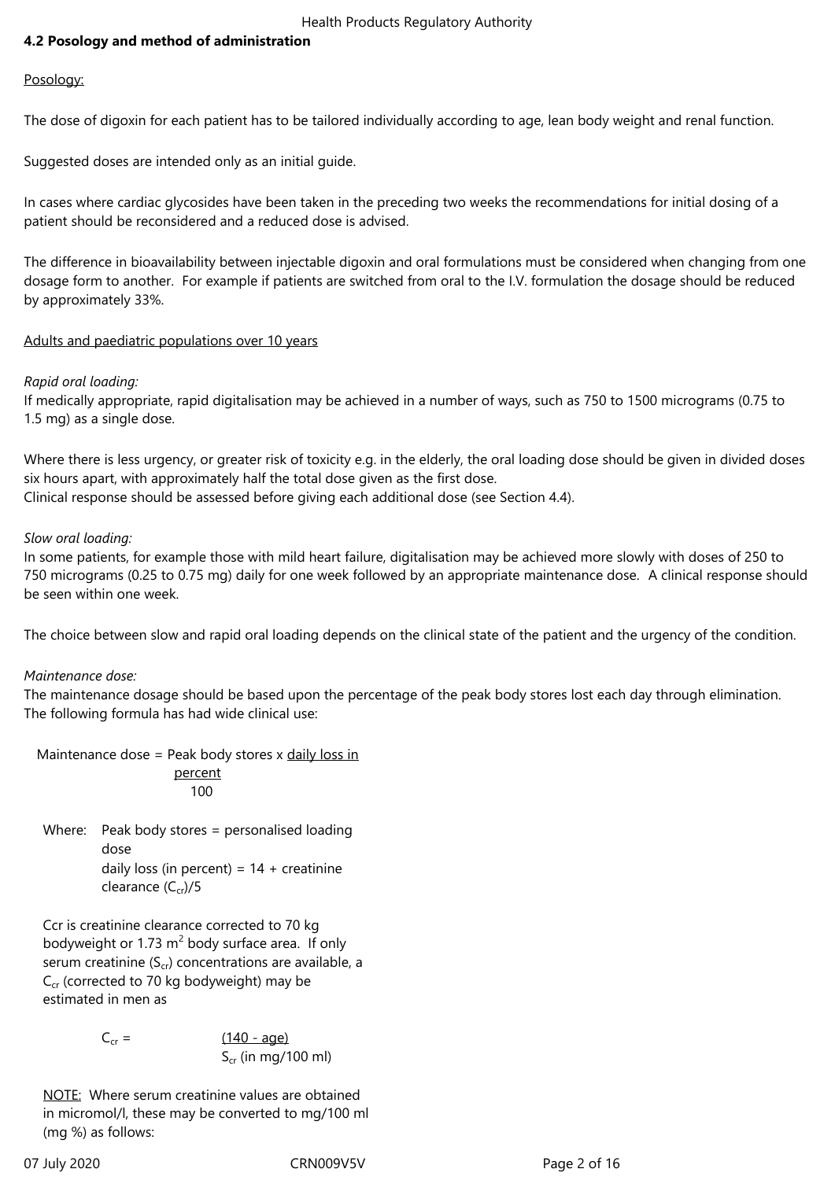### 4.2 Posology and method of administration

Posology:

The dose of digoxin for each patient has to be tailored individually according to age, lean body weight and renal function.

Suggested doses are intended only as an initial guide.

In cases where cardiac glycosides have been taken in the preceding two weeks the recommendations for initial dosing of a patient should be reconsidered and a reduced dose is advised.

The difference in bioavailability between injectable digoxin and oral formulations must be considered when changing from one dosage form to another. For example if patients are switched from oral to the I.V. formulation the dosage should be reduced by approximately 33%.

Adults and paediatric populations over 10 years

*Rapid oral loading:*
If medically appropriate, rapid digitalisation may be achieved in a number of ways, such as 750 to 1500 micrograms (0.75 to 1.5 mg) as a single dose.

Where there is less urgency, or greater risk of toxicity e.g. in the elderly, the oral loading dose should be given in divided doses six hours apart, with approximately half the total dose given as the first dose.
Clinical response should be assessed before giving each additional dose (see Section 4.4).

*Slow oral loading:*
In some patients, for example those with mild heart failure, digitalisation may be achieved more slowly with doses of 250 to 750 micrograms (0.25 to 0.75 mg) daily for one week followed by an appropriate maintenance dose. A clinical response should be seen within one week.

The choice between slow and rapid oral loading depends on the clinical state of the patient and the urgency of the condition.

*Maintenance dose:*
The maintenance dosage should be based upon the percentage of the peak body stores lost each day through elimination. The following formula has had wide clinical use:

$$\text{Maintenance dose} = \text{Peak body stores} \times \frac{\text{daily loss in percent}}{100}$$

Where: Peak body stores = personalised loading dose
daily loss (in percent) = 14 + creatinine clearance ($C_{cr}$)/5

Ccr is creatinine clearance corrected to 70 kg bodyweight or 1.73 $m^2$ body surface area. If only serum creatinine ($S_{cr}$) concentrations are available, a $C_{cr}$ (corrected to 70 kg bodyweight) may be estimated in men as

$$C_{cr} = \frac{(140 - \text{age})}{S_{cr} \text{ (in mg/100 ml)}}$$

NOTE: Where serum creatinine values are obtained in micromol/l, these may be converted to mg/100 ml (mg %) as follows: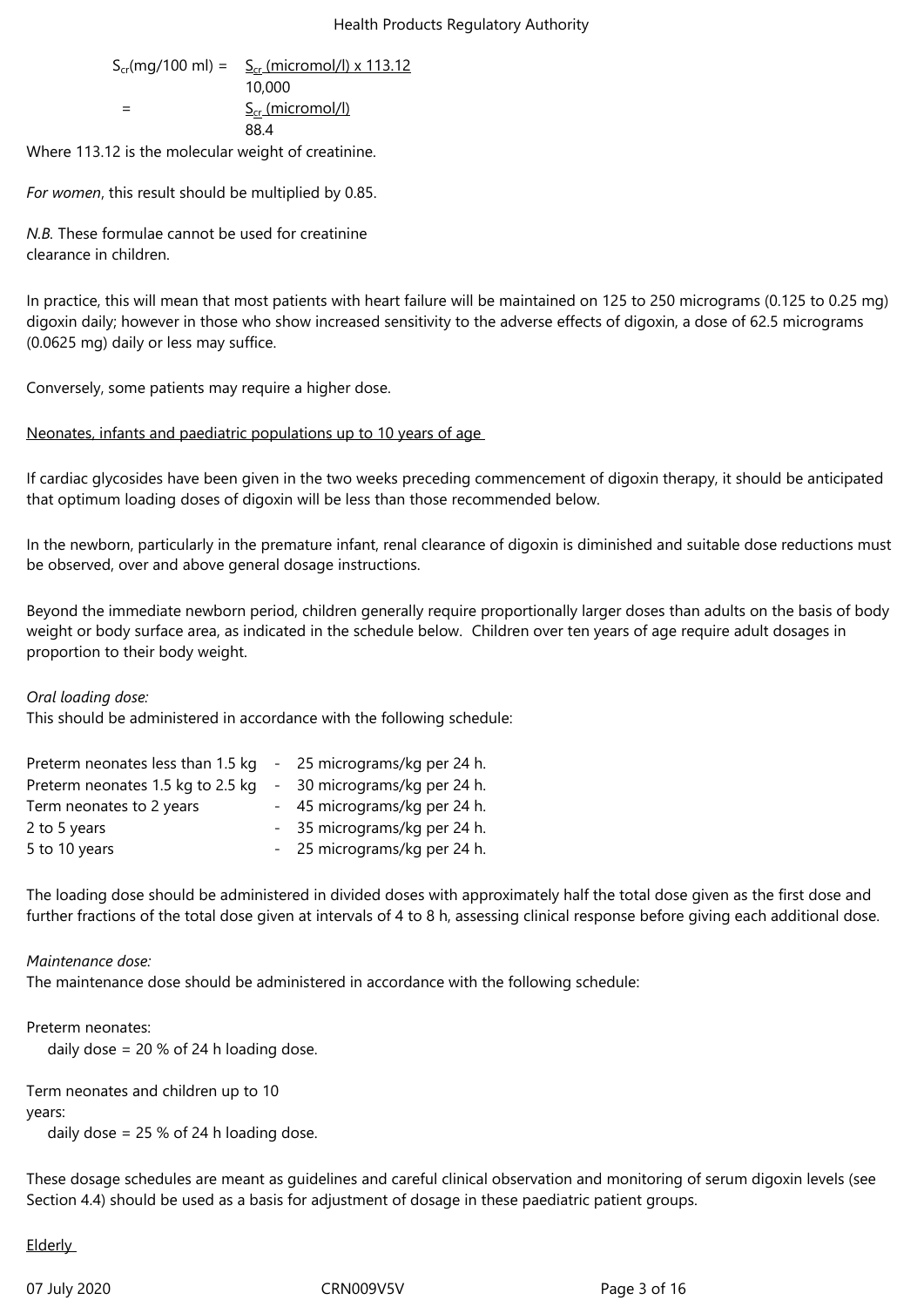$$S_{cr}(\text{mg/100 ml}) = \frac{S_{cr}\ (\text{micromol/l}) \times 113.12}{10{,}000}$$

$$= \frac{S_{cr}\ (\text{micromol/l})}{88.4}$$

Where 113.12 is the molecular weight of creatinine.

*For women*, this result should be multiplied by 0.85.

*N.B.* These formulae cannot be used for creatinine clearance in children.

In practice, this will mean that most patients with heart failure will be maintained on 125 to 250 micrograms (0.125 to 0.25 mg) digoxin daily; however in those who show increased sensitivity to the adverse effects of digoxin, a dose of 62.5 micrograms (0.0625 mg) daily or less may suffice.

Conversely, some patients may require a higher dose.

Neonates, infants and paediatric populations up to 10 years of age

If cardiac glycosides have been given in the two weeks preceding commencement of digoxin therapy, it should be anticipated that optimum loading doses of digoxin will be less than those recommended below.

In the newborn, particularly in the premature infant, renal clearance of digoxin is diminished and suitable dose reductions must be observed, over and above general dosage instructions.

Beyond the immediate newborn period, children generally require proportionally larger doses than adults on the basis of body weight or body surface area, as indicated in the schedule below. Children over ten years of age require adult dosages in proportion to their body weight.

*Oral loading dose:*
This should be administered in accordance with the following schedule:

| | | |
|---|---|---|
| Preterm neonates less than 1.5 kg | - | 25 micrograms/kg per 24 h. |
| Preterm neonates 1.5 kg to 2.5 kg | - | 30 micrograms/kg per 24 h. |
| Term neonates to 2 years | - | 45 micrograms/kg per 24 h. |
| 2 to 5 years | - | 35 micrograms/kg per 24 h. |
| 5 to 10 years | - | 25 micrograms/kg per 24 h. |

The loading dose should be administered in divided doses with approximately half the total dose given as the first dose and further fractions of the total dose given at intervals of 4 to 8 h, assessing clinical response before giving each additional dose.

*Maintenance dose:*
The maintenance dose should be administered in accordance with the following schedule:

Preterm neonates:
daily dose = 20 % of 24 h loading dose.

Term neonates and children up to 10 years:
daily dose = 25 % of 24 h loading dose.

These dosage schedules are meant as guidelines and careful clinical observation and monitoring of serum digoxin levels (see Section 4.4) should be used as a basis for adjustment of dosage in these paediatric patient groups.

Elderly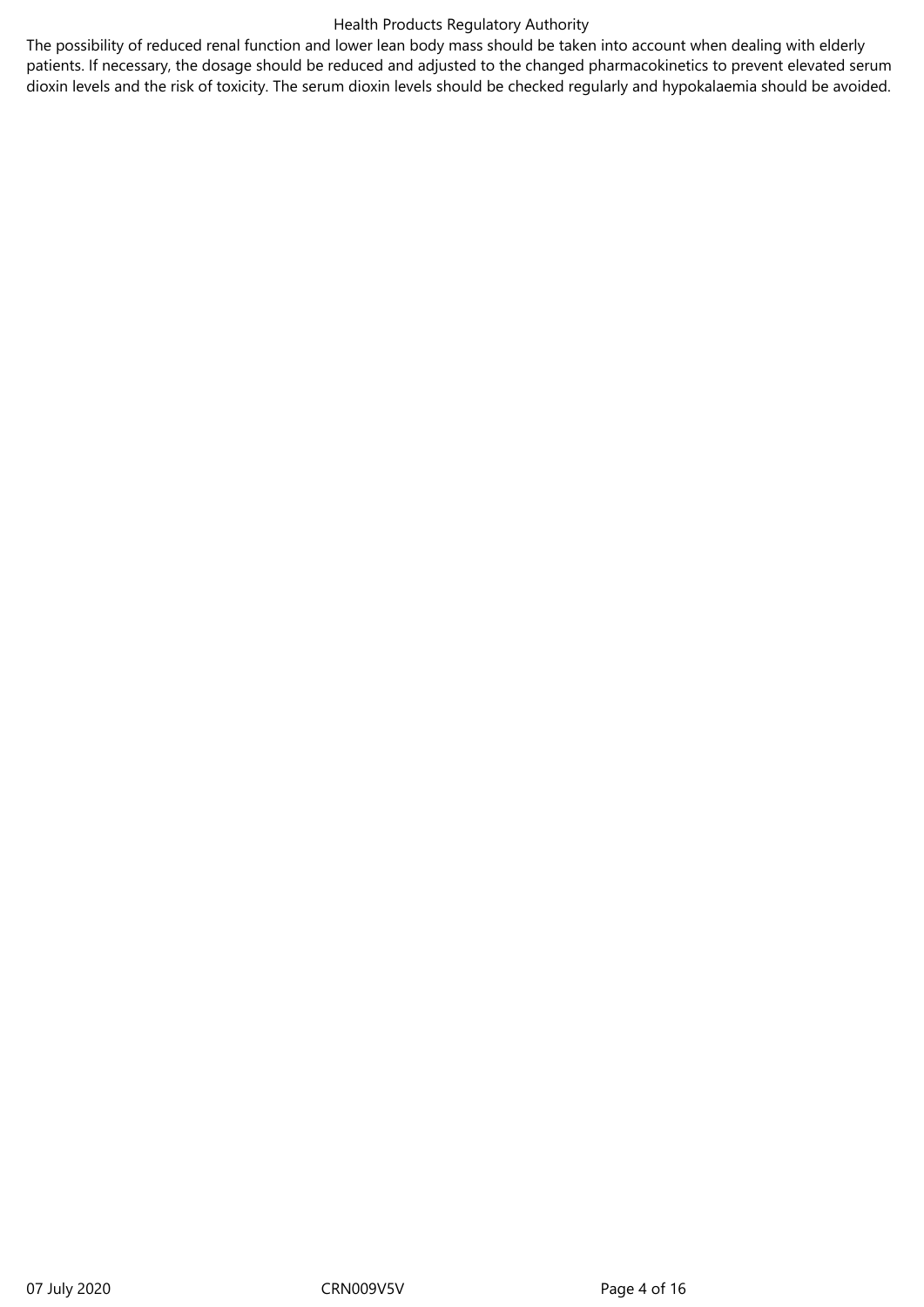The possibility of reduced renal function and lower lean body mass should be taken into account when dealing with elderly patients. If necessary, the dosage should be reduced and adjusted to the changed pharmacokinetics to prevent elevated serum dioxin levels and the risk of toxicity. The serum dioxin levels should be checked regularly and hypokalaemia should be avoided.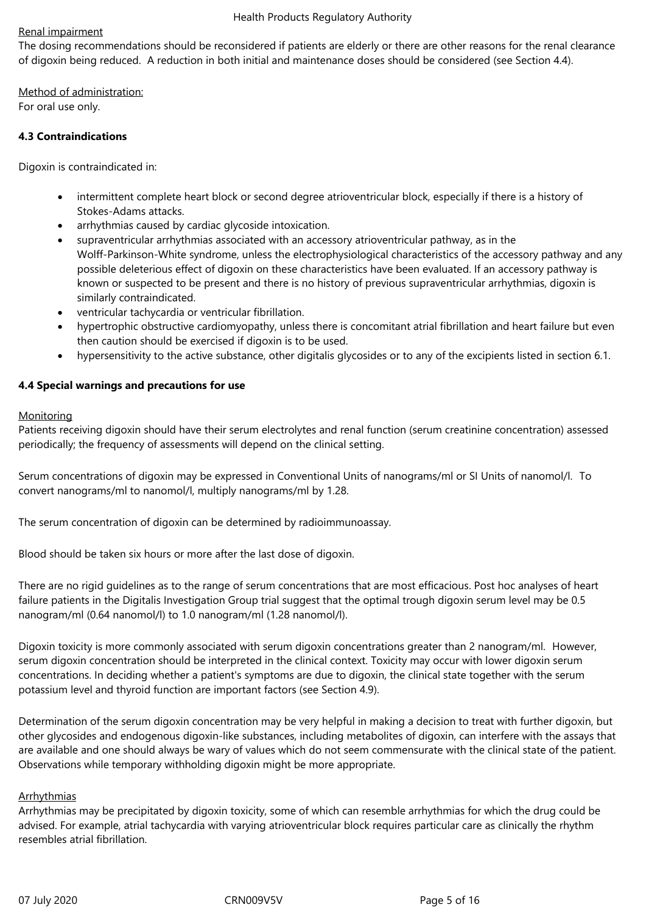Renal impairment

The dosing recommendations should be reconsidered if patients are elderly or there are other reasons for the renal clearance of digoxin being reduced. A reduction in both initial and maintenance doses should be considered (see Section 4.4).

Method of administration:

For oral use only.

**4.3 Contraindications**

Digoxin is contraindicated in:

- intermittent complete heart block or second degree atrioventricular block, especially if there is a history of Stokes-Adams attacks.
- arrhythmias caused by cardiac glycoside intoxication.
- supraventricular arrhythmias associated with an accessory atrioventricular pathway, as in the Wolff-Parkinson-White syndrome, unless the electrophysiological characteristics of the accessory pathway and any possible deleterious effect of digoxin on these characteristics have been evaluated. If an accessory pathway is known or suspected to be present and there is no history of previous supraventricular arrhythmias, digoxin is similarly contraindicated.
- ventricular tachycardia or ventricular fibrillation.
- hypertrophic obstructive cardiomyopathy, unless there is concomitant atrial fibrillation and heart failure but even then caution should be exercised if digoxin is to be used.
- hypersensitivity to the active substance, other digitalis glycosides or to any of the excipients listed in section 6.1.

**4.4 Special warnings and precautions for use**

Monitoring

Patients receiving digoxin should have their serum electrolytes and renal function (serum creatinine concentration) assessed periodically; the frequency of assessments will depend on the clinical setting.

Serum concentrations of digoxin may be expressed in Conventional Units of nanograms/ml or SI Units of nanomol/l. To convert nanograms/ml to nanomol/l, multiply nanograms/ml by 1.28.

The serum concentration of digoxin can be determined by radioimmunoassay.

Blood should be taken six hours or more after the last dose of digoxin.

There are no rigid guidelines as to the range of serum concentrations that are most efficacious. Post hoc analyses of heart failure patients in the Digitalis Investigation Group trial suggest that the optimal trough digoxin serum level may be 0.5 nanogram/ml (0.64 nanomol/l) to 1.0 nanogram/ml (1.28 nanomol/l).

Digoxin toxicity is more commonly associated with serum digoxin concentrations greater than 2 nanogram/ml. However, serum digoxin concentration should be interpreted in the clinical context. Toxicity may occur with lower digoxin serum concentrations. In deciding whether a patient's symptoms are due to digoxin, the clinical state together with the serum potassium level and thyroid function are important factors (see Section 4.9).

Determination of the serum digoxin concentration may be very helpful in making a decision to treat with further digoxin, but other glycosides and endogenous digoxin-like substances, including metabolites of digoxin, can interfere with the assays that are available and one should always be wary of values which do not seem commensurate with the clinical state of the patient. Observations while temporary withholding digoxin might be more appropriate.

Arrhythmias

Arrhythmias may be precipitated by digoxin toxicity, some of which can resemble arrhythmias for which the drug could be advised. For example, atrial tachycardia with varying atrioventricular block requires particular care as clinically the rhythm resembles atrial fibrillation.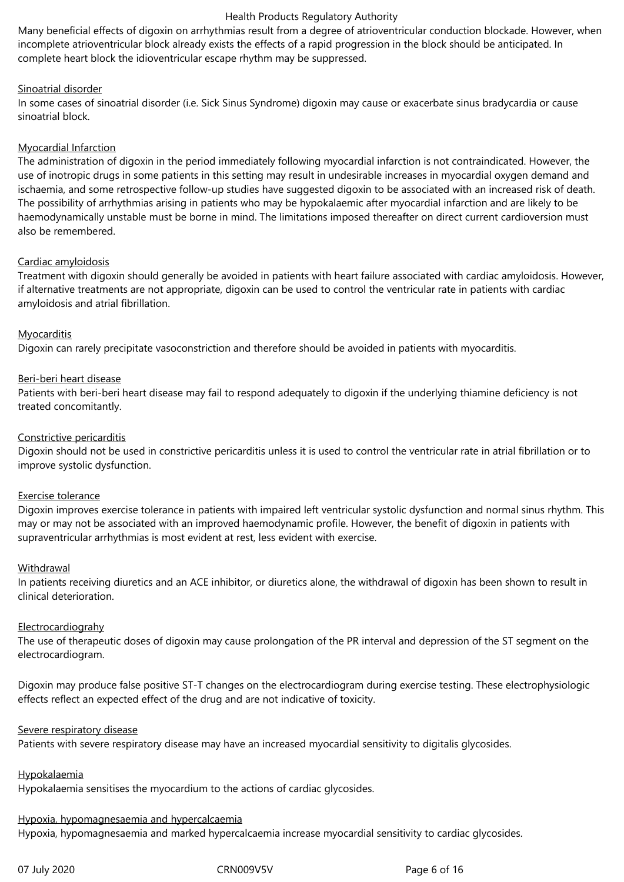Many beneficial effects of digoxin on arrhythmias result from a degree of atrioventricular conduction blockade. However, when incomplete atrioventricular block already exists the effects of a rapid progression in the block should be anticipated. In complete heart block the idioventricular escape rhythm may be suppressed.

Sinoatrial disorder

In some cases of sinoatrial disorder (i.e. Sick Sinus Syndrome) digoxin may cause or exacerbate sinus bradycardia or cause sinoatrial block.

Myocardial Infarction

The administration of digoxin in the period immediately following myocardial infarction is not contraindicated. However, the use of inotropic drugs in some patients in this setting may result in undesirable increases in myocardial oxygen demand and ischaemia, and some retrospective follow-up studies have suggested digoxin to be associated with an increased risk of death. The possibility of arrhythmias arising in patients who may be hypokalaemic after myocardial infarction and are likely to be haemodynamically unstable must be borne in mind. The limitations imposed thereafter on direct current cardioversion must also be remembered.

Cardiac amyloidosis

Treatment with digoxin should generally be avoided in patients with heart failure associated with cardiac amyloidosis. However, if alternative treatments are not appropriate, digoxin can be used to control the ventricular rate in patients with cardiac amyloidosis and atrial fibrillation.

Myocarditis

Digoxin can rarely precipitate vasoconstriction and therefore should be avoided in patients with myocarditis.

Beri-beri heart disease

Patients with beri-beri heart disease may fail to respond adequately to digoxin if the underlying thiamine deficiency is not treated concomitantly.

Constrictive pericarditis

Digoxin should not be used in constrictive pericarditis unless it is used to control the ventricular rate in atrial fibrillation or to improve systolic dysfunction.

Exercise tolerance

Digoxin improves exercise tolerance in patients with impaired left ventricular systolic dysfunction and normal sinus rhythm. This may or may not be associated with an improved haemodynamic profile. However, the benefit of digoxin in patients with supraventricular arrhythmias is most evident at rest, less evident with exercise.

Withdrawal

In patients receiving diuretics and an ACE inhibitor, or diuretics alone, the withdrawal of digoxin has been shown to result in clinical deterioration.

Electrocardiograhy

The use of therapeutic doses of digoxin may cause prolongation of the PR interval and depression of the ST segment on the electrocardiogram.

Digoxin may produce false positive ST-T changes on the electrocardiogram during exercise testing. These electrophysiologic effects reflect an expected effect of the drug and are not indicative of toxicity.

Severe respiratory disease

Patients with severe respiratory disease may have an increased myocardial sensitivity to digitalis glycosides.

Hypokalaemia

Hypokalaemia sensitises the myocardium to the actions of cardiac glycosides.

Hypoxia, hypomagnesaemia and hypercalcaemia

Hypoxia, hypomagnesaemia and marked hypercalcaemia increase myocardial sensitivity to cardiac glycosides.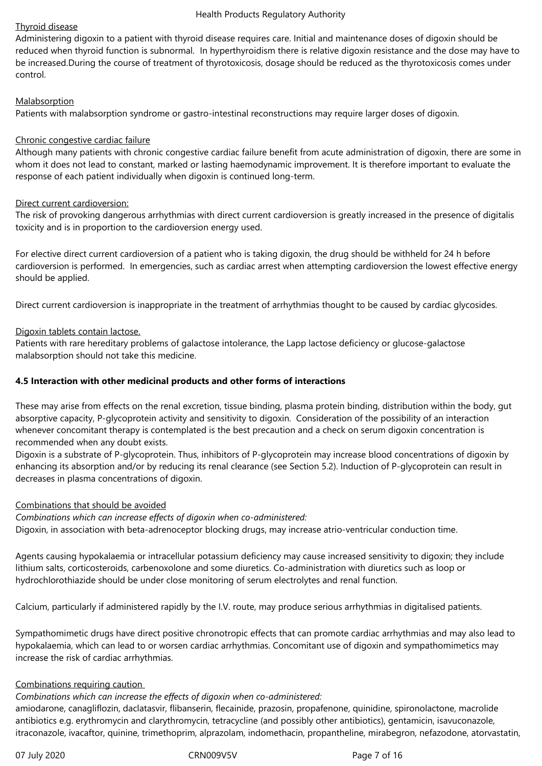Thyroid disease

Administering digoxin to a patient with thyroid disease requires care. Initial and maintenance doses of digoxin should be reduced when thyroid function is subnormal. In hyperthyroidism there is relative digoxin resistance and the dose may have to be increased.During the course of treatment of thyrotoxicosis, dosage should be reduced as the thyrotoxicosis comes under control.

Malabsorption

Patients with malabsorption syndrome or gastro-intestinal reconstructions may require larger doses of digoxin.

Chronic congestive cardiac failure

Although many patients with chronic congestive cardiac failure benefit from acute administration of digoxin, there are some in whom it does not lead to constant, marked or lasting haemodynamic improvement. It is therefore important to evaluate the response of each patient individually when digoxin is continued long-term.

Direct current cardioversion:

The risk of provoking dangerous arrhythmias with direct current cardioversion is greatly increased in the presence of digitalis toxicity and is in proportion to the cardioversion energy used.

For elective direct current cardioversion of a patient who is taking digoxin, the drug should be withheld for 24 h before cardioversion is performed. In emergencies, such as cardiac arrest when attempting cardioversion the lowest effective energy should be applied.

Direct current cardioversion is inappropriate in the treatment of arrhythmias thought to be caused by cardiac glycosides.

Digoxin tablets contain lactose.

Patients with rare hereditary problems of galactose intolerance, the Lapp lactose deficiency or glucose-galactose malabsorption should not take this medicine.

**4.5 Interaction with other medicinal products and other forms of interactions**

These may arise from effects on the renal excretion, tissue binding, plasma protein binding, distribution within the body, gut absorptive capacity, P-glycoprotein activity and sensitivity to digoxin. Consideration of the possibility of an interaction whenever concomitant therapy is contemplated is the best precaution and a check on serum digoxin concentration is recommended when any doubt exists.

Digoxin is a substrate of P-glycoprotein. Thus, inhibitors of P-glycoprotein may increase blood concentrations of digoxin by enhancing its absorption and/or by reducing its renal clearance (see Section 5.2). Induction of P-glycoprotein can result in decreases in plasma concentrations of digoxin.

Combinations that should be avoided

*Combinations which can increase effects of digoxin when co-administered:*

Digoxin, in association with beta-adrenoceptor blocking drugs, may increase atrio-ventricular conduction time.

Agents causing hypokalaemia or intracellular potassium deficiency may cause increased sensitivity to digoxin; they include lithium salts, corticosteroids, carbenoxolone and some diuretics. Co-administration with diuretics such as loop or hydrochlorothiazide should be under close monitoring of serum electrolytes and renal function.

Calcium, particularly if administered rapidly by the I.V. route, may produce serious arrhythmias in digitalised patients.

Sympathomimetic drugs have direct positive chronotropic effects that can promote cardiac arrhythmias and may also lead to hypokalaemia, which can lead to or worsen cardiac arrhythmias. Concomitant use of digoxin and sympathomimetics may increase the risk of cardiac arrhythmias.

Combinations requiring caution

*Combinations which can increase the effects of digoxin when co-administered:*

amiodarone, canagliflozin, daclatasvir, flibanserin, flecainide, prazosin, propafenone, quinidine, spironolactone, macrolide antibiotics e.g. erythromycin and clarythromycin, tetracycline (and possibly other antibiotics), gentamicin, isavuconazole, itraconazole, ivacaftor, quinine, trimethoprim, alprazolam, indomethacin, propantheline, mirabegron, nefazodone, atorvastatin,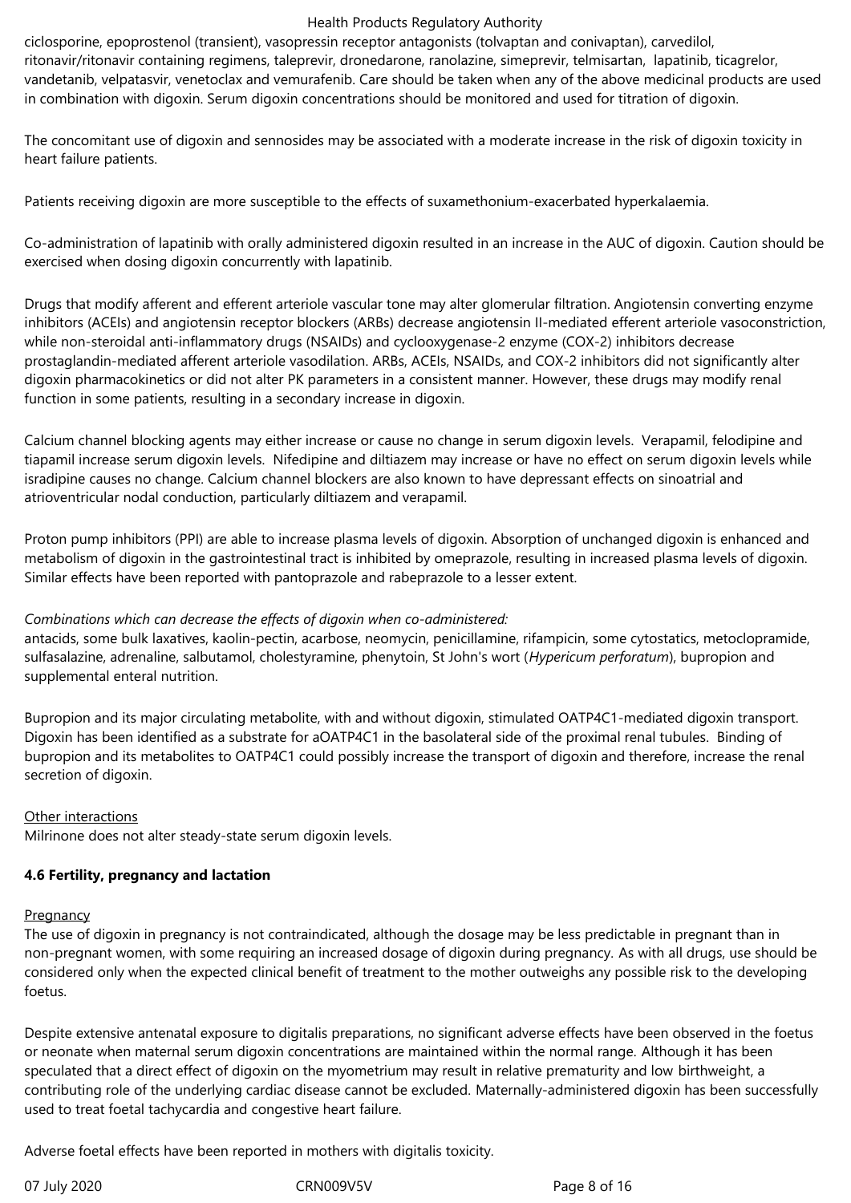ciclosporine, epoprostenol (transient), vasopressin receptor antagonists (tolvaptan and conivaptan), carvedilol, ritonavir/ritonavir containing regimens, taleprevir, dronedarone, ranolazine, simeprevir, telmisartan, lapatinib, ticagrelor, vandetanib, velpatasvir, venetoclax and vemurafenib. Care should be taken when any of the above medicinal products are used in combination with digoxin. Serum digoxin concentrations should be monitored and used for titration of digoxin.

The concomitant use of digoxin and sennosides may be associated with a moderate increase in the risk of digoxin toxicity in heart failure patients.

Patients receiving digoxin are more susceptible to the effects of suxamethonium-exacerbated hyperkalaemia.

Co-administration of lapatinib with orally administered digoxin resulted in an increase in the AUC of digoxin. Caution should be exercised when dosing digoxin concurrently with lapatinib.

Drugs that modify afferent and efferent arteriole vascular tone may alter glomerular filtration. Angiotensin converting enzyme inhibitors (ACEIs) and angiotensin receptor blockers (ARBs) decrease angiotensin II-mediated efferent arteriole vasoconstriction, while non-steroidal anti-inflammatory drugs (NSAIDs) and cyclooxygenase-2 enzyme (COX-2) inhibitors decrease prostaglandin-mediated afferent arteriole vasodilation. ARBs, ACEIs, NSAIDs, and COX-2 inhibitors did not significantly alter digoxin pharmacokinetics or did not alter PK parameters in a consistent manner. However, these drugs may modify renal function in some patients, resulting in a secondary increase in digoxin.

Calcium channel blocking agents may either increase or cause no change in serum digoxin levels. Verapamil, felodipine and tiapamil increase serum digoxin levels. Nifedipine and diltiazem may increase or have no effect on serum digoxin levels while isradipine causes no change. Calcium channel blockers are also known to have depressant effects on sinoatrial and atrioventricular nodal conduction, particularly diltiazem and verapamil.

Proton pump inhibitors (PPI) are able to increase plasma levels of digoxin. Absorption of unchanged digoxin is enhanced and metabolism of digoxin in the gastrointestinal tract is inhibited by omeprazole, resulting in increased plasma levels of digoxin. Similar effects have been reported with pantoprazole and rabeprazole to a lesser extent.

*Combinations which can decrease the effects of digoxin when co-administered:*
antacids, some bulk laxatives, kaolin-pectin, acarbose, neomycin, penicillamine, rifampicin, some cytostatics, metoclopramide, sulfasalazine, adrenaline, salbutamol, cholestyramine, phenytoin, St John's wort (*Hypericum perforatum*), bupropion and supplemental enteral nutrition.

Bupropion and its major circulating metabolite, with and without digoxin, stimulated OATP4C1-mediated digoxin transport. Digoxin has been identified as a substrate for aOATP4C1 in the basolateral side of the proximal renal tubules. Binding of bupropion and its metabolites to OATP4C1 could possibly increase the transport of digoxin and therefore, increase the renal secretion of digoxin.

<u>Other interactions</u>
Milrinone does not alter steady-state serum digoxin levels.

**4.6 Fertility, pregnancy and lactation**

<u>Pregnancy</u>
The use of digoxin in pregnancy is not contraindicated, although the dosage may be less predictable in pregnant than in non-pregnant women, with some requiring an increased dosage of digoxin during pregnancy. As with all drugs, use should be considered only when the expected clinical benefit of treatment to the mother outweighs any possible risk to the developing foetus.

Despite extensive antenatal exposure to digitalis preparations, no significant adverse effects have been observed in the foetus or neonate when maternal serum digoxin concentrations are maintained within the normal range. Although it has been speculated that a direct effect of digoxin on the myometrium may result in relative prematurity and low birthweight, a contributing role of the underlying cardiac disease cannot be excluded. Maternally-administered digoxin has been successfully used to treat foetal tachycardia and congestive heart failure.

Adverse foetal effects have been reported in mothers with digitalis toxicity.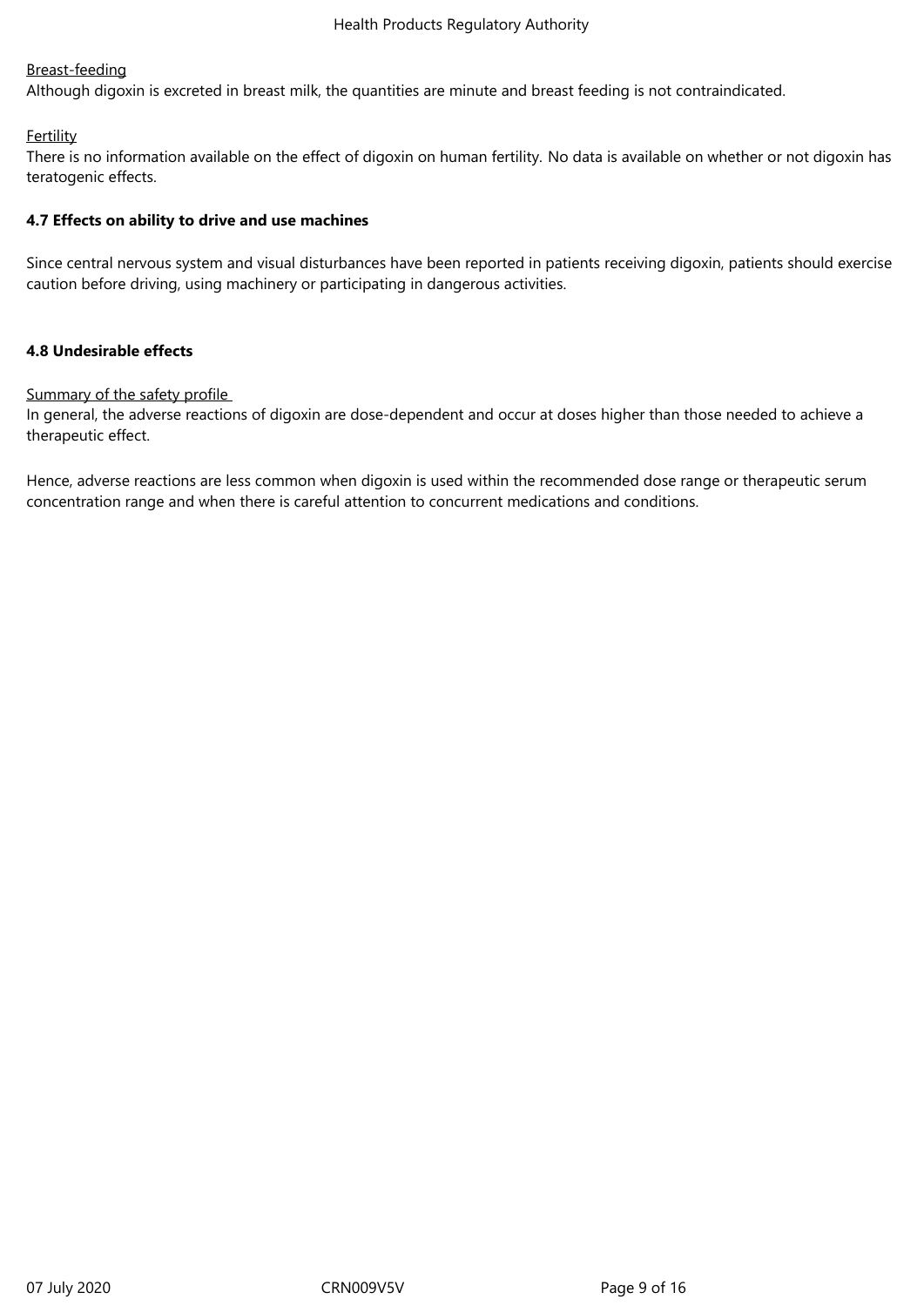Breast-feeding

Although digoxin is excreted in breast milk, the quantities are minute and breast feeding is not contraindicated.

Fertility

There is no information available on the effect of digoxin on human fertility. No data is available on whether or not digoxin has teratogenic effects.

**4.7 Effects on ability to drive and use machines**

Since central nervous system and visual disturbances have been reported in patients receiving digoxin, patients should exercise caution before driving, using machinery or participating in dangerous activities.

**4.8 Undesirable effects**

Summary of the safety profile

In general, the adverse reactions of digoxin are dose-dependent and occur at doses higher than those needed to achieve a therapeutic effect.

Hence, adverse reactions are less common when digoxin is used within the recommended dose range or therapeutic serum concentration range and when there is careful attention to concurrent medications and conditions.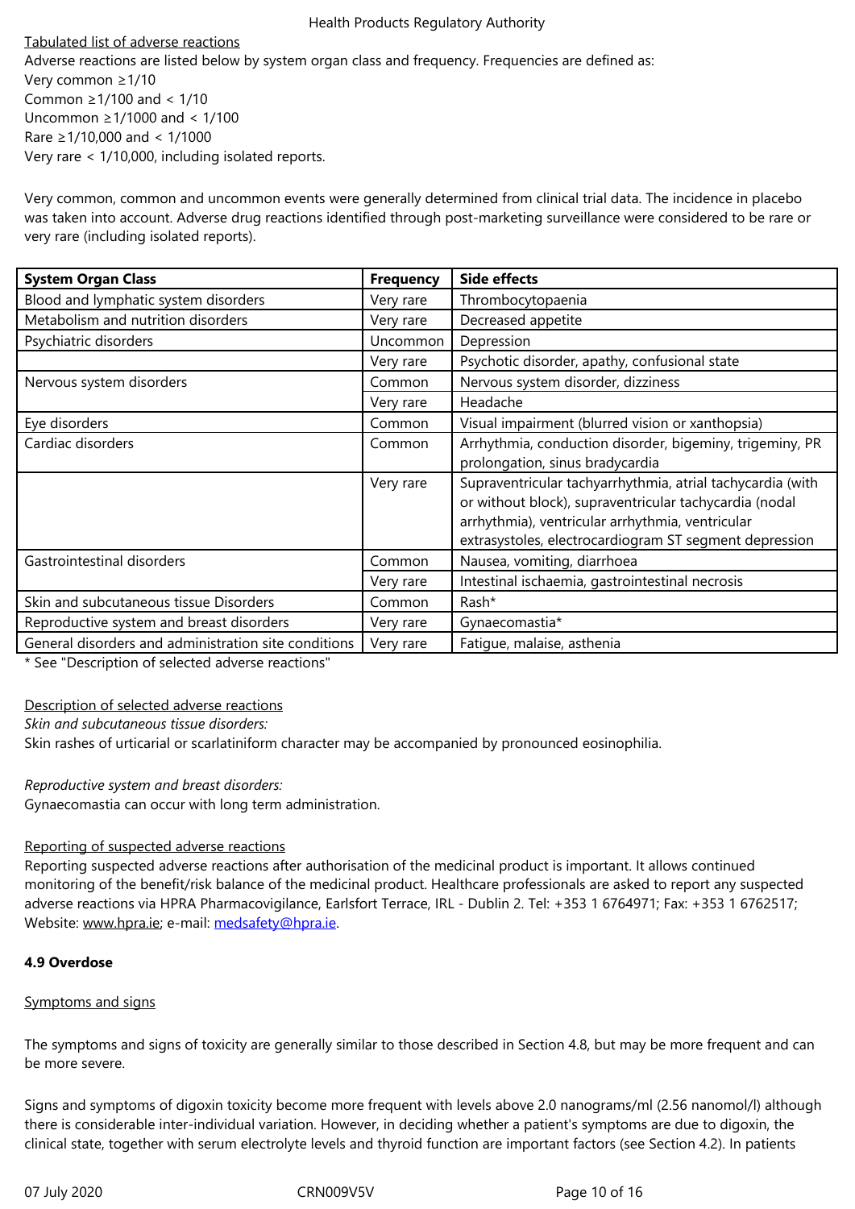Tabulated list of adverse reactions

Adverse reactions are listed below by system organ class and frequency. Frequencies are defined as:

Very common ≥1/10
Common ≥1/100 and < 1/10
Uncommon ≥1/1000 and < 1/100
Rare ≥1/10,000 and < 1/1000
Very rare < 1/10,000, including isolated reports.

Very common, common and uncommon events were generally determined from clinical trial data. The incidence in placebo was taken into account. Adverse drug reactions identified through post-marketing surveillance were considered to be rare or very rare (including isolated reports).

| System Organ Class | Frequency | Side effects |
|---|---|---|
| Blood and lymphatic system disorders | Very rare | Thrombocytopaenia |
| Metabolism and nutrition disorders | Very rare | Decreased appetite |
| Psychiatric disorders | Uncommon | Depression |
| | Very rare | Psychotic disorder, apathy, confusional state |
| Nervous system disorders | Common | Nervous system disorder, dizziness |
| | Very rare | Headache |
| Eye disorders | Common | Visual impairment (blurred vision or xanthopsia) |
| Cardiac disorders | Common | Arrhythmia, conduction disorder, bigeminy, trigeminy, PR prolongation, sinus bradycardia |
| | Very rare | Supraventricular tachyarrhythmia, atrial tachycardia (with or without block), supraventricular tachycardia (nodal arrhythmia), ventricular arrhythmia, ventricular extrasystoles, electrocardiogram ST segment depression |
| Gastrointestinal disorders | Common | Nausea, vomiting, diarrhoea |
| | Very rare | Intestinal ischaemia, gastrointestinal necrosis |
| Skin and subcutaneous tissue Disorders | Common | Rash* |
| Reproductive system and breast disorders | Very rare | Gynaecomastia* |
| General disorders and administration site conditions | Very rare | Fatigue, malaise, asthenia |

* See "Description of selected adverse reactions"

Description of selected adverse reactions

*Skin and subcutaneous tissue disorders:*

Skin rashes of urticarial or scarlatiniform character may be accompanied by pronounced eosinophilia.

*Reproductive system and breast disorders:*

Gynaecomastia can occur with long term administration.

Reporting of suspected adverse reactions

Reporting suspected adverse reactions after authorisation of the medicinal product is important. It allows continued monitoring of the benefit/risk balance of the medicinal product. Healthcare professionals are asked to report any suspected adverse reactions via HPRA Pharmacovigilance, Earlsfort Terrace, IRL - Dublin 2. Tel: +353 1 6764971; Fax: +353 1 6762517; Website: www.hpra.ie; e-mail: medsafety@hpra.ie.

**4.9 Overdose**

Symptoms and signs

The symptoms and signs of toxicity are generally similar to those described in Section 4.8, but may be more frequent and can be more severe.

Signs and symptoms of digoxin toxicity become more frequent with levels above 2.0 nanograms/ml (2.56 nanomol/l) although there is considerable inter-individual variation. However, in deciding whether a patient's symptoms are due to digoxin, the clinical state, together with serum electrolyte levels and thyroid function are important factors (see Section 4.2). In patients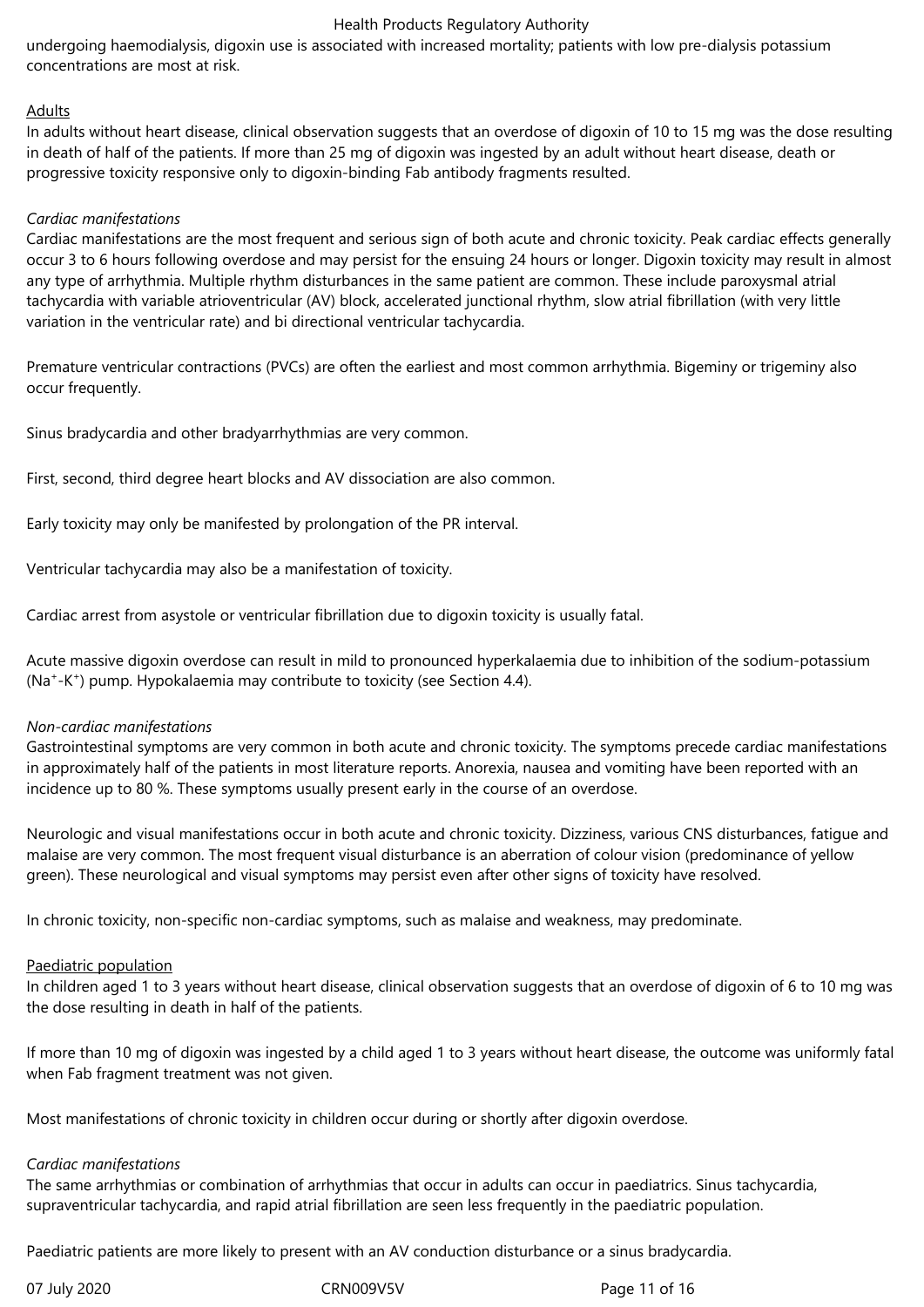undergoing haemodialysis, digoxin use is associated with increased mortality; patients with low pre-dialysis potassium concentrations are most at risk.

Adults

In adults without heart disease, clinical observation suggests that an overdose of digoxin of 10 to 15 mg was the dose resulting in death of half of the patients. If more than 25 mg of digoxin was ingested by an adult without heart disease, death or progressive toxicity responsive only to digoxin-binding Fab antibody fragments resulted.

*Cardiac manifestations*

Cardiac manifestations are the most frequent and serious sign of both acute and chronic toxicity. Peak cardiac effects generally occur 3 to 6 hours following overdose and may persist for the ensuing 24 hours or longer. Digoxin toxicity may result in almost any type of arrhythmia. Multiple rhythm disturbances in the same patient are common. These include paroxysmal atrial tachycardia with variable atrioventricular (AV) block, accelerated junctional rhythm, slow atrial fibrillation (with very little variation in the ventricular rate) and bi directional ventricular tachycardia.

Premature ventricular contractions (PVCs) are often the earliest and most common arrhythmia. Bigeminy or trigeminy also occur frequently.

Sinus bradycardia and other bradyarrhythmias are very common.

First, second, third degree heart blocks and AV dissociation are also common.

Early toxicity may only be manifested by prolongation of the PR interval.

Ventricular tachycardia may also be a manifestation of toxicity.

Cardiac arrest from asystole or ventricular fibrillation due to digoxin toxicity is usually fatal.

Acute massive digoxin overdose can result in mild to pronounced hyperkalaemia due to inhibition of the sodium-potassium ($Na^+$-$K^+$) pump. Hypokalaemia may contribute to toxicity (see Section 4.4).

*Non-cardiac manifestations*

Gastrointestinal symptoms are very common in both acute and chronic toxicity. The symptoms precede cardiac manifestations in approximately half of the patients in most literature reports. Anorexia, nausea and vomiting have been reported with an incidence up to 80 %. These symptoms usually present early in the course of an overdose.

Neurologic and visual manifestations occur in both acute and chronic toxicity. Dizziness, various CNS disturbances, fatigue and malaise are very common. The most frequent visual disturbance is an aberration of colour vision (predominance of yellow green). These neurological and visual symptoms may persist even after other signs of toxicity have resolved.

In chronic toxicity, non-specific non-cardiac symptoms, such as malaise and weakness, may predominate.

Paediatric population

In children aged 1 to 3 years without heart disease, clinical observation suggests that an overdose of digoxin of 6 to 10 mg was the dose resulting in death in half of the patients.

If more than 10 mg of digoxin was ingested by a child aged 1 to 3 years without heart disease, the outcome was uniformly fatal when Fab fragment treatment was not given.

Most manifestations of chronic toxicity in children occur during or shortly after digoxin overdose.

*Cardiac manifestations*

The same arrhythmias or combination of arrhythmias that occur in adults can occur in paediatrics. Sinus tachycardia, supraventricular tachycardia, and rapid atrial fibrillation are seen less frequently in the paediatric population.

Paediatric patients are more likely to present with an AV conduction disturbance or a sinus bradycardia.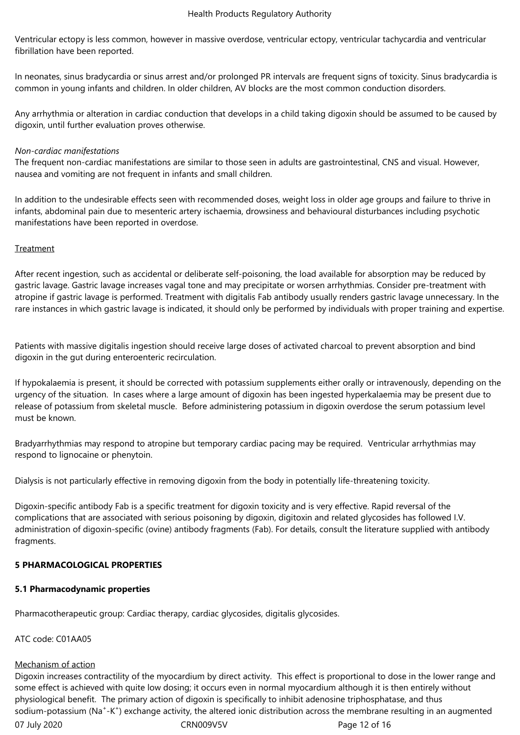Ventricular ectopy is less common, however in massive overdose, ventricular ectopy, ventricular tachycardia and ventricular fibrillation have been reported.

In neonates, sinus bradycardia or sinus arrest and/or prolonged PR intervals are frequent signs of toxicity. Sinus bradycardia is common in young infants and children. In older children, AV blocks are the most common conduction disorders.

Any arrhythmia or alteration in cardiac conduction that develops in a child taking digoxin should be assumed to be caused by digoxin, until further evaluation proves otherwise.

*Non-cardiac manifestations*
The frequent non-cardiac manifestations are similar to those seen in adults are gastrointestinal, CNS and visual. However, nausea and vomiting are not frequent in infants and small children.

In addition to the undesirable effects seen with recommended doses, weight loss in older age groups and failure to thrive in infants, abdominal pain due to mesenteric artery ischaemia, drowsiness and behavioural disturbances including psychotic manifestations have been reported in overdose.

Treatment

After recent ingestion, such as accidental or deliberate self-poisoning, the load available for absorption may be reduced by gastric lavage. Gastric lavage increases vagal tone and may precipitate or worsen arrhythmias. Consider pre-treatment with atropine if gastric lavage is performed. Treatment with digitalis Fab antibody usually renders gastric lavage unnecessary. In the rare instances in which gastric lavage is indicated, it should only be performed by individuals with proper training and expertise.

Patients with massive digitalis ingestion should receive large doses of activated charcoal to prevent absorption and bind digoxin in the gut during enteroenteric recirculation.

If hypokalaemia is present, it should be corrected with potassium supplements either orally or intravenously, depending on the urgency of the situation. In cases where a large amount of digoxin has been ingested hyperkalaemia may be present due to release of potassium from skeletal muscle. Before administering potassium in digoxin overdose the serum potassium level must be known.

Bradyarrhythmias may respond to atropine but temporary cardiac pacing may be required. Ventricular arrhythmias may respond to lignocaine or phenytoin.

Dialysis is not particularly effective in removing digoxin from the body in potentially life-threatening toxicity.

Digoxin-specific antibody Fab is a specific treatment for digoxin toxicity and is very effective. Rapid reversal of the complications that are associated with serious poisoning by digoxin, digitoxin and related glycosides has followed I.V. administration of digoxin-specific (ovine) antibody fragments (Fab). For details, consult the literature supplied with antibody fragments.

## 5 PHARMACOLOGICAL PROPERTIES

### 5.1 Pharmacodynamic properties

Pharmacotherapeutic group: Cardiac therapy, cardiac glycosides, digitalis glycosides.

ATC code: C01AA05

Mechanism of action
Digoxin increases contractility of the myocardium by direct activity. This effect is proportional to dose in the lower range and some effect is achieved with quite low dosing; it occurs even in normal myocardium although it is then entirely without physiological benefit. The primary action of digoxin is specifically to inhibit adenosine triphosphatase, and thus sodium-potassium ($Na^+$-$K^+$) exchange activity, the altered ionic distribution across the membrane resulting in an augmented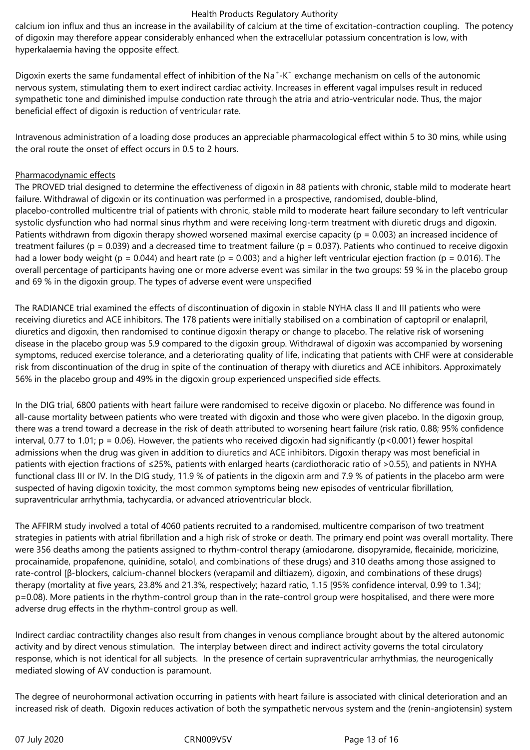calcium ion influx and thus an increase in the availability of calcium at the time of excitation-contraction coupling. The potency of digoxin may therefore appear considerably enhanced when the extracellular potassium concentration is low, with hyperkalaemia having the opposite effect.

Digoxin exerts the same fundamental effect of inhibition of the $Na^+$-$K^+$ exchange mechanism on cells of the autonomic nervous system, stimulating them to exert indirect cardiac activity. Increases in efferent vagal impulses result in reduced sympathetic tone and diminished impulse conduction rate through the atria and atrio-ventricular node. Thus, the major beneficial effect of digoxin is reduction of ventricular rate.

Intravenous administration of a loading dose produces an appreciable pharmacological effect within 5 to 30 mins, while using the oral route the onset of effect occurs in 0.5 to 2 hours.

Pharmacodynamic effects

The PROVED trial designed to determine the effectiveness of digoxin in 88 patients with chronic, stable mild to moderate heart failure. Withdrawal of digoxin or its continuation was performed in a prospective, randomised, double-blind, placebo-controlled multicentre trial of patients with chronic, stable mild to moderate heart failure secondary to left ventricular systolic dysfunction who had normal sinus rhythm and were receiving long-term treatment with diuretic drugs and digoxin. Patients withdrawn from digoxin therapy showed worsened maximal exercise capacity ($p = 0.003$) an increased incidence of treatment failures ($p = 0.039$) and a decreased time to treatment failure ($p = 0.037$). Patients who continued to receive digoxin had a lower body weight ($p = 0.044$) and heart rate ($p = 0.003$) and a higher left ventricular ejection fraction ($p = 0.016$). The overall percentage of participants having one or more adverse event was similar in the two groups: 59 % in the placebo group and 69 % in the digoxin group. The types of adverse event were unspecified

The RADIANCE trial examined the effects of discontinuation of digoxin in stable NYHA class II and III patients who were receiving diuretics and ACE inhibitors. The 178 patients were initially stabilised on a combination of captopril or enalapril, diuretics and digoxin, then randomised to continue digoxin therapy or change to placebo. The relative risk of worsening disease in the placebo group was 5.9 compared to the digoxin group. Withdrawal of digoxin was accompanied by worsening symptoms, reduced exercise tolerance, and a deteriorating quality of life, indicating that patients with CHF were at considerable risk from discontinuation of the drug in spite of the continuation of therapy with diuretics and ACE inhibitors. Approximately 56% in the placebo group and 49% in the digoxin group experienced unspecified side effects.

In the DIG trial, 6800 patients with heart failure were randomised to receive digoxin or placebo. No difference was found in all-cause mortality between patients who were treated with digoxin and those who were given placebo. In the digoxin group, there was a trend toward a decrease in the risk of death attributed to worsening heart failure (risk ratio, 0.88; 95% confidence interval, 0.77 to 1.01; $p = 0.06$). However, the patients who received digoxin had significantly ($p<0.001$) fewer hospital admissions when the drug was given in addition to diuretics and ACE inhibitors. Digoxin therapy was most beneficial in patients with ejection fractions of ≤25%, patients with enlarged hearts (cardiothoracic ratio of >0.55), and patients in NYHA functional class III or IV. In the DIG study, 11.9 % of patients in the digoxin arm and 7.9 % of patients in the placebo arm were suspected of having digoxin toxicity, the most common symptoms being new episodes of ventricular fibrillation, supraventricular arrhythmia, tachycardia, or advanced atrioventricular block.

The AFFIRM study involved a total of 4060 patients recruited to a randomised, multicentre comparison of two treatment strategies in patients with atrial fibrillation and a high risk of stroke or death. The primary end point was overall mortality. There were 356 deaths among the patients assigned to rhythm-control therapy (amiodarone, disopyramide, flecainide, moricizine, procainamide, propafenone, quinidine, sotalol, and combinations of these drugs) and 310 deaths among those assigned to rate-control [β-blockers, calcium-channel blockers (verapamil and diltiazem), digoxin, and combinations of these drugs) therapy (mortality at five years, 23.8% and 21.3%, respectively; hazard ratio, 1.15 [95% confidence interval, 0.99 to 1.34]; $p=0.08$). More patients in the rhythm-control group than in the rate-control group were hospitalised, and there were more adverse drug effects in the rhythm-control group as well.

Indirect cardiac contractility changes also result from changes in venous compliance brought about by the altered autonomic activity and by direct venous stimulation. The interplay between direct and indirect activity governs the total circulatory response, which is not identical for all subjects. In the presence of certain supraventricular arrhythmias, the neurogenically mediated slowing of AV conduction is paramount.

The degree of neurohormonal activation occurring in patients with heart failure is associated with clinical deterioration and an increased risk of death. Digoxin reduces activation of both the sympathetic nervous system and the (renin-angiotensin) system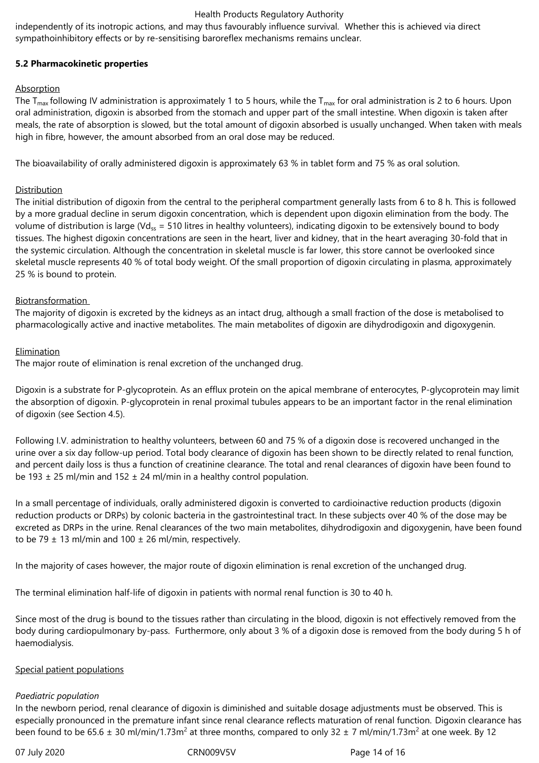independently of its inotropic actions, and may thus favourably influence survival. Whether this is achieved via direct sympathoinhibitory effects or by re-sensitising baroreflex mechanisms remains unclear.

**5.2 Pharmacokinetic properties**

Absorption

The $T_{max}$ following IV administration is approximately 1 to 5 hours, while the $T_{max}$ for oral administration is 2 to 6 hours. Upon oral administration, digoxin is absorbed from the stomach and upper part of the small intestine. When digoxin is taken after meals, the rate of absorption is slowed, but the total amount of digoxin absorbed is usually unchanged. When taken with meals high in fibre, however, the amount absorbed from an oral dose may be reduced.

The bioavailability of orally administered digoxin is approximately 63 % in tablet form and 75 % as oral solution.

Distribution

The initial distribution of digoxin from the central to the peripheral compartment generally lasts from 6 to 8 h. This is followed by a more gradual decline in serum digoxin concentration, which is dependent upon digoxin elimination from the body. The volume of distribution is large ($Vd_{ss}$ = 510 litres in healthy volunteers), indicating digoxin to be extensively bound to body tissues. The highest digoxin concentrations are seen in the heart, liver and kidney, that in the heart averaging 30-fold that in the systemic circulation. Although the concentration in skeletal muscle is far lower, this store cannot be overlooked since skeletal muscle represents 40 % of total body weight. Of the small proportion of digoxin circulating in plasma, approximately 25 % is bound to protein.

Biotransformation

The majority of digoxin is excreted by the kidneys as an intact drug, although a small fraction of the dose is metabolised to pharmacologically active and inactive metabolites. The main metabolites of digoxin are dihydrodigoxin and digoxygenin.

Elimination

The major route of elimination is renal excretion of the unchanged drug.

Digoxin is a substrate for P-glycoprotein. As an efflux protein on the apical membrane of enterocytes, P-glycoprotein may limit the absorption of digoxin. P-glycoprotein in renal proximal tubules appears to be an important factor in the renal elimination of digoxin (see Section 4.5).

Following I.V. administration to healthy volunteers, between 60 and 75 % of a digoxin dose is recovered unchanged in the urine over a six day follow-up period. Total body clearance of digoxin has been shown to be directly related to renal function, and percent daily loss is thus a function of creatinine clearance. The total and renal clearances of digoxin have been found to be 193 ± 25 ml/min and 152 ± 24 ml/min in a healthy control population.

In a small percentage of individuals, orally administered digoxin is converted to cardioinactive reduction products (digoxin reduction products or DRPs) by colonic bacteria in the gastrointestinal tract. In these subjects over 40 % of the dose may be excreted as DRPs in the urine. Renal clearances of the two main metabolites, dihydrodigoxin and digoxygenin, have been found to be 79 ± 13 ml/min and 100 ± 26 ml/min, respectively.

In the majority of cases however, the major route of digoxin elimination is renal excretion of the unchanged drug.

The terminal elimination half-life of digoxin in patients with normal renal function is 30 to 40 h.

Since most of the drug is bound to the tissues rather than circulating in the blood, digoxin is not effectively removed from the body during cardiopulmonary by-pass. Furthermore, only about 3 % of a digoxin dose is removed from the body during 5 h of haemodialysis.

Special patient populations

*Paediatric population*

In the newborn period, renal clearance of digoxin is diminished and suitable dosage adjustments must be observed. This is especially pronounced in the premature infant since renal clearance reflects maturation of renal function. Digoxin clearance has been found to be 65.6 ± 30 ml/min/1.73m$^2$ at three months, compared to only 32 ± 7 ml/min/1.73m$^2$ at one week. By 12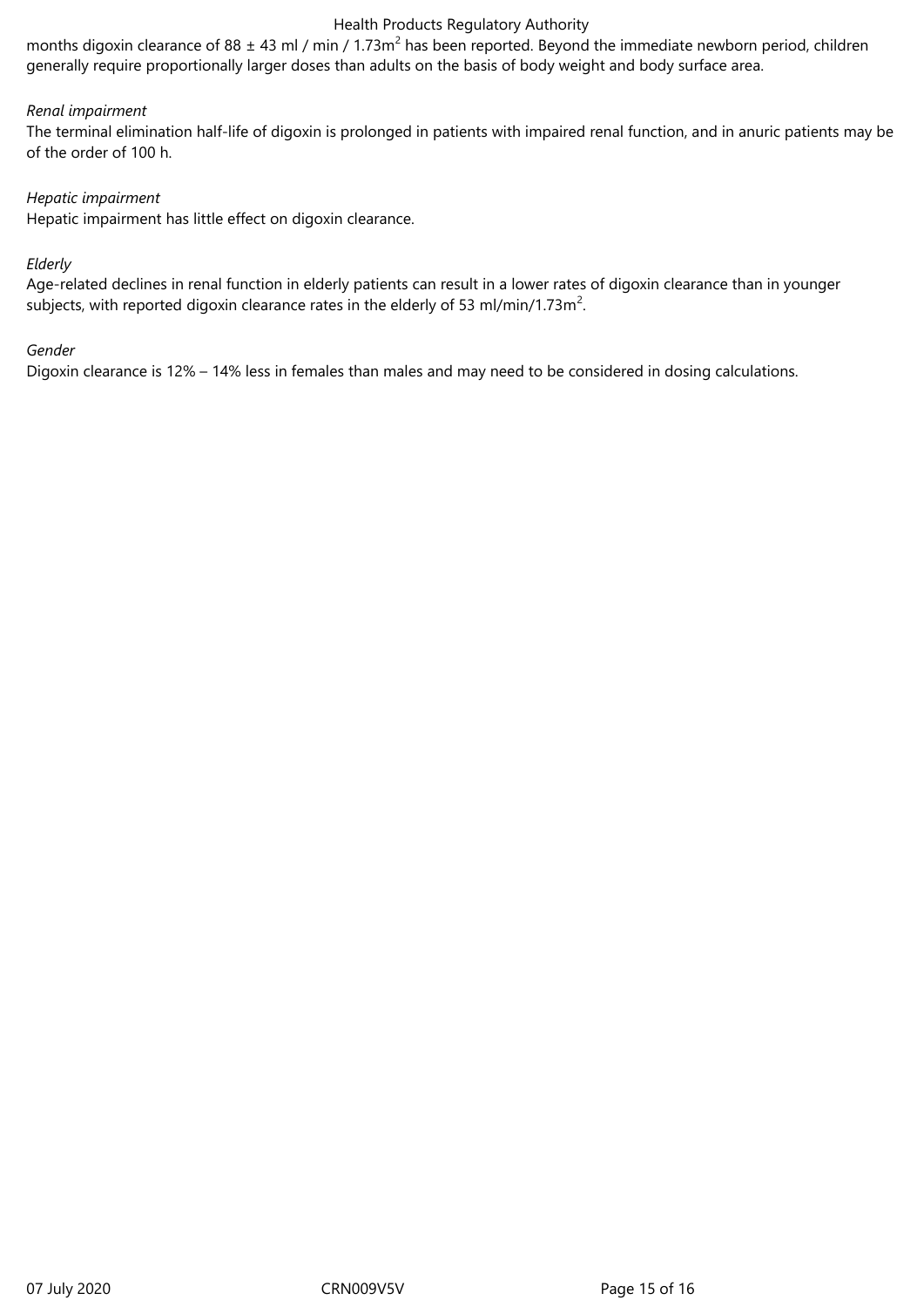months digoxin clearance of 88 ± 43 ml / min / $1.73m^2$ has been reported. Beyond the immediate newborn period, children generally require proportionally larger doses than adults on the basis of body weight and body surface area.

*Renal impairment*

The terminal elimination half-life of digoxin is prolonged in patients with impaired renal function, and in anuric patients may be of the order of 100 h.

*Hepatic impairment*

Hepatic impairment has little effect on digoxin clearance.

*Elderly*

Age-related declines in renal function in elderly patients can result in a lower rates of digoxin clearance than in younger subjects, with reported digoxin clearance rates in the elderly of 53 ml/min/$1.73m^2$.

*Gender*

Digoxin clearance is 12% – 14% less in females than males and may need to be considered in dosing calculations.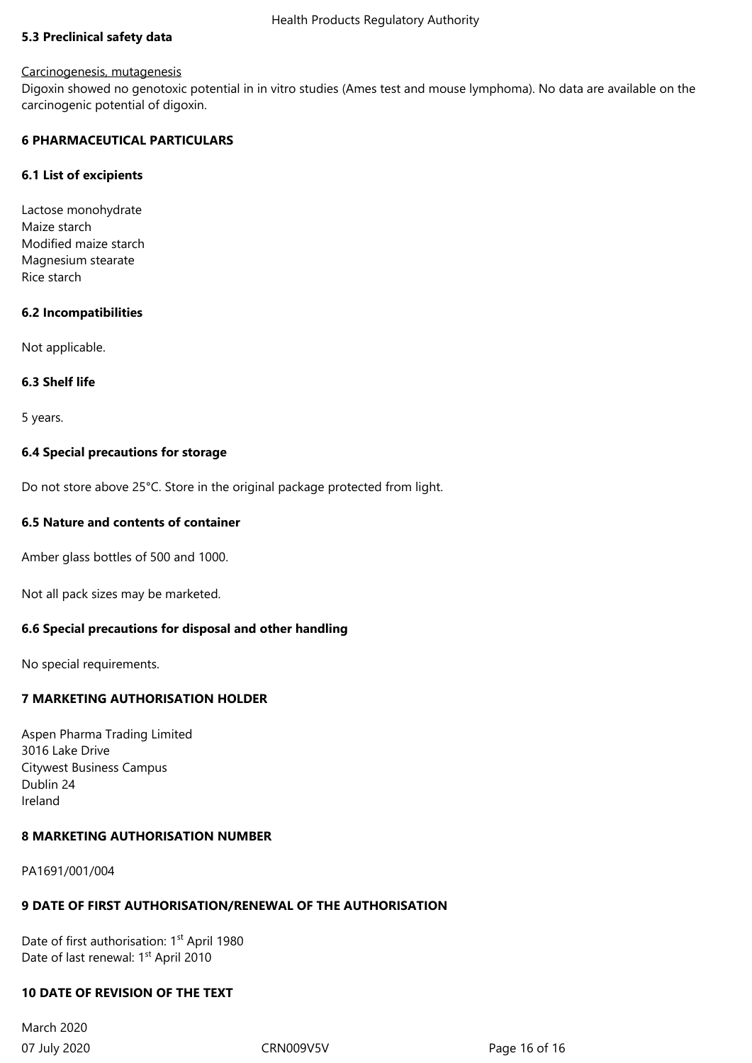### 5.3 Preclinical safety data

Carcinogenesis, mutagenesis

Digoxin showed no genotoxic potential in in vitro studies (Ames test and mouse lymphoma). No data are available on the carcinogenic potential of digoxin.

## 6 PHARMACEUTICAL PARTICULARS

### 6.1 List of excipients

Lactose monohydrate
Maize starch
Modified maize starch
Magnesium stearate
Rice starch

### 6.2 Incompatibilities

Not applicable.

### 6.3 Shelf life

5 years.

### 6.4 Special precautions for storage

Do not store above 25°C. Store in the original package protected from light.

### 6.5 Nature and contents of container

Amber glass bottles of 500 and 1000.

Not all pack sizes may be marketed.

### 6.6 Special precautions for disposal and other handling

No special requirements.

## 7 MARKETING AUTHORISATION HOLDER

Aspen Pharma Trading Limited
3016 Lake Drive
Citywest Business Campus
Dublin 24
Ireland

## 8 MARKETING AUTHORISATION NUMBER

PA1691/001/004

## 9 DATE OF FIRST AUTHORISATION/RENEWAL OF THE AUTHORISATION

Date of first authorisation: 1st April 1980
Date of last renewal: 1st April 2010

## 10 DATE OF REVISION OF THE TEXT

March 2020